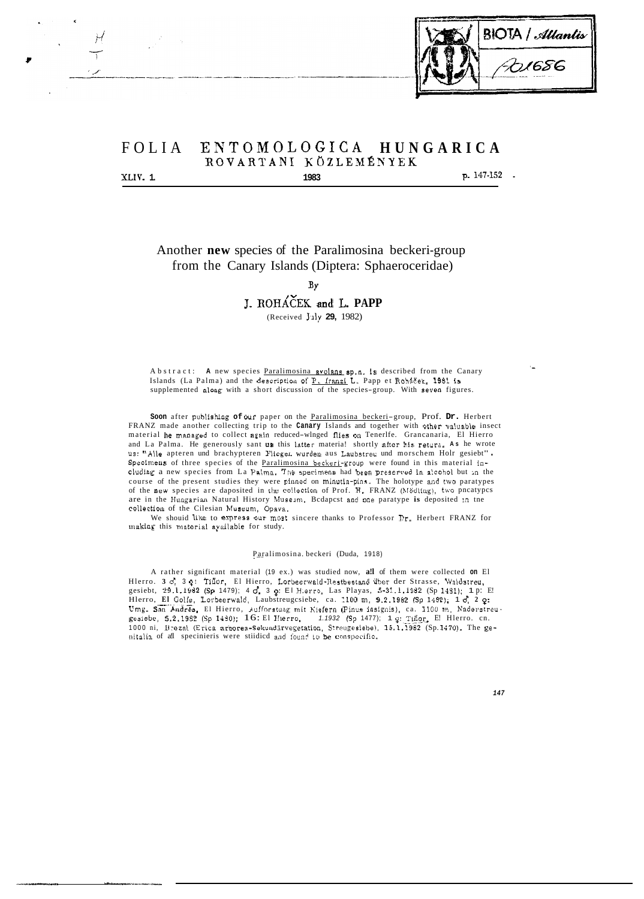# FOLIA ENTOMOLOGICA HUNGARICA
## ROVARTANI KÖZLEMÉNYEK

XLIV. 1. 1983 p. 147-152

# Another new species of the Paralimosina beckeri-group from the Canary Islands (Diptera: Sphaeroceridae)

By

J. ROHÁČEK and L. PAPP

(Received July 29, 1982)

Abstract: A new species Paralimosina avolans sp. n. is described from the Canary Islands (La Palma) and the description of P. franzi L. Papp et Roháček, 1981 is supplemented along with a short discussion of the species-group. With seven figures.

Soon after publishing of our paper on the Paralimosina beckeri-group, Prof. Dr. Herbert FRANZ made another collecting trip to the Canary Islands and together with other valuable insect material he managed to collect again reduced-winged flies on Tenerife, Grancanaria, El Hierro and La Palma. He generously sent us this latter material shortly after his return. As he wrote us: "Alle apteren und brachypteren Fliegen wurden aus Laubstreu und morschem Holz gesiebt". Specimens of three species of the Paralimosina beckeri-group were found in this material including a new species from La Palma. The specimens had been preserved in alcohol but in the course of the present studies they were pinned on minutia-pins. The holotype and two paratypes of the new species are deposited in the collection of Prof. H. FRANZ (Mödling), two paratypes are in the Hungarian Natural History Museum, Budapest and one paratype is deposited in the collection of the Silesian Museum, Opava.

We should like to express our most sincere thanks to Professor Dr. Herbert FRANZ for making this material available for study.

### Paralimosina beckeri (Duda, 1918)

A rather significant material (19 ex.) was studied now, all of them were collected on El Hierro. 3 ♂, 3 ♀: Tiñor, El Hierro, Lorbeerwald-Restbestand über der Strasse, Waldstreu, gesiebt, 29.1.1982 (Sp 1479); 4 ♂, 3 ♀: El Hierro, Las Playas, 5-31.1.1982 (Sp 1481); 1 ♀: El Hierro, El Golfo, Lorbeerwald, Laubstreugesiebe, ca. 1100 m, 9.2.1982 (Sp 1492); 1 ♂, 2 ♀: Umg. San Andrés, El Hierro, Aufforstung mit Kiefern (Pinus insignis), ca. 1100 m, Nadelstreugesiebe, 5.2.1982 (Sp 1480); 1 ♂: El Hierro, 1.1982 (Sp 1477); 1 ♀: Tiñor, El Hierro, ca. 1000 m, Brezal (Erica arborea-Sekundärvegetation, Streugesiebe), 15.1.1982 (Sp.1470). The genitalia of all specimens were studied and found to be conspecific.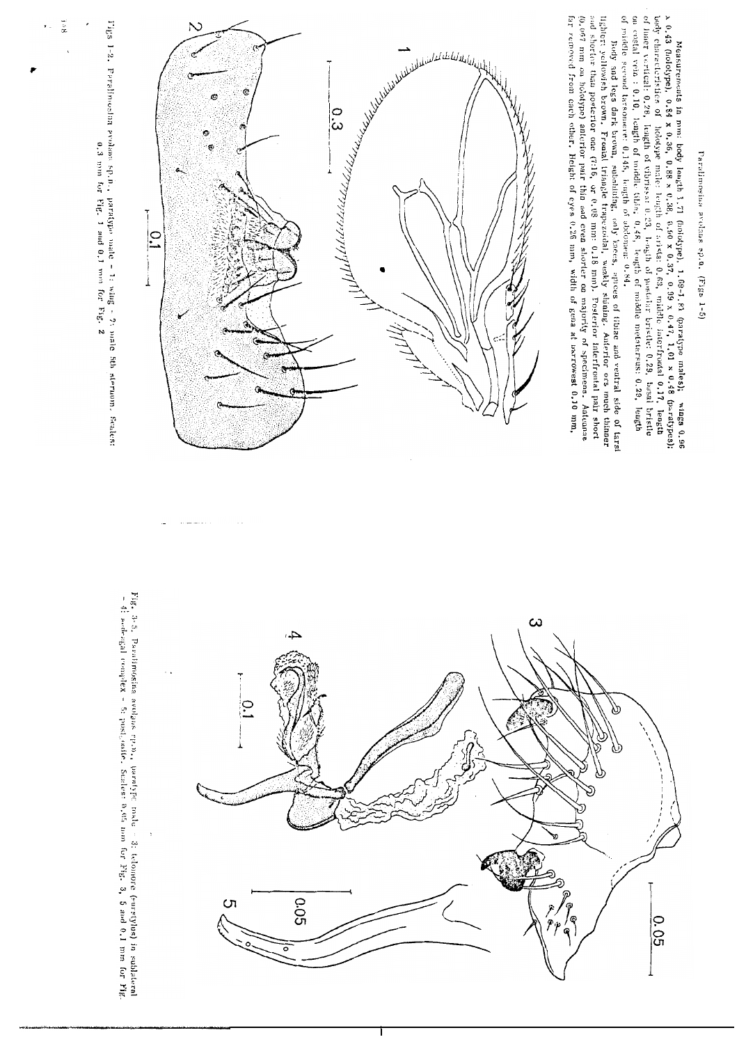Paralimosina avulsus sp.n. (Figs 1-5)

Measurements in mm: body length 1.71 (holotype), 1.09-1.61 (paratype males); wings 0.96 x 0.43 (holotype), 0.84 x 0.36, 0.88 x 0.38, 0.90 x 0.37, 0.99 x 0.47, 1.01 x 0.48 (paratypes); body characteristics of holotype male: length of arista: 0.63, middle interfrontal 0.17, length of inner vertical: 0.28, length of vibrissa: 0.23, length of postalar bristle: 0.29, basal bristle on costal vein: 0.10, length of middle tibia: 0.48, length of middle metatarsus: 0.29, length of middle second tarsomere: 0.145, length of abdomen: 0.84.

Body and legs dark brown, subshining, only knees, apices of tibiae and ventral side of tarsi lighter; yellowish brown. Frontal triangle trapezoidal, weakly shining. Anterior ors much thinner and shorter than posterior one (0.16, or 0.08 mm: 0.18 mm). Posterior interfrontal pair short (0.067 mm on holotype) anterior pair thin and even shorter on majority of specimens. Antennae far removed from each other. Height of eyes 0.26 mm, width of gena at narrowest 0.10 mm,

Figs 1-2. Paralimosina avulsus sp.n., paratype male - 1: wing - 2: male 5th sternum. Scales: 0.3 mm for Fig. 1 and 0.1 mm for Fig. 2

Fig. 3-5. Paralimosina avulsus sp.n., paratype male - 3: telomere (=surstylus) in sublateral - 4: aedeagal complex - 5: postgonite. Scales: 0.05 mm for Fig. 3, 5 and 0.1 mm for Fig. 4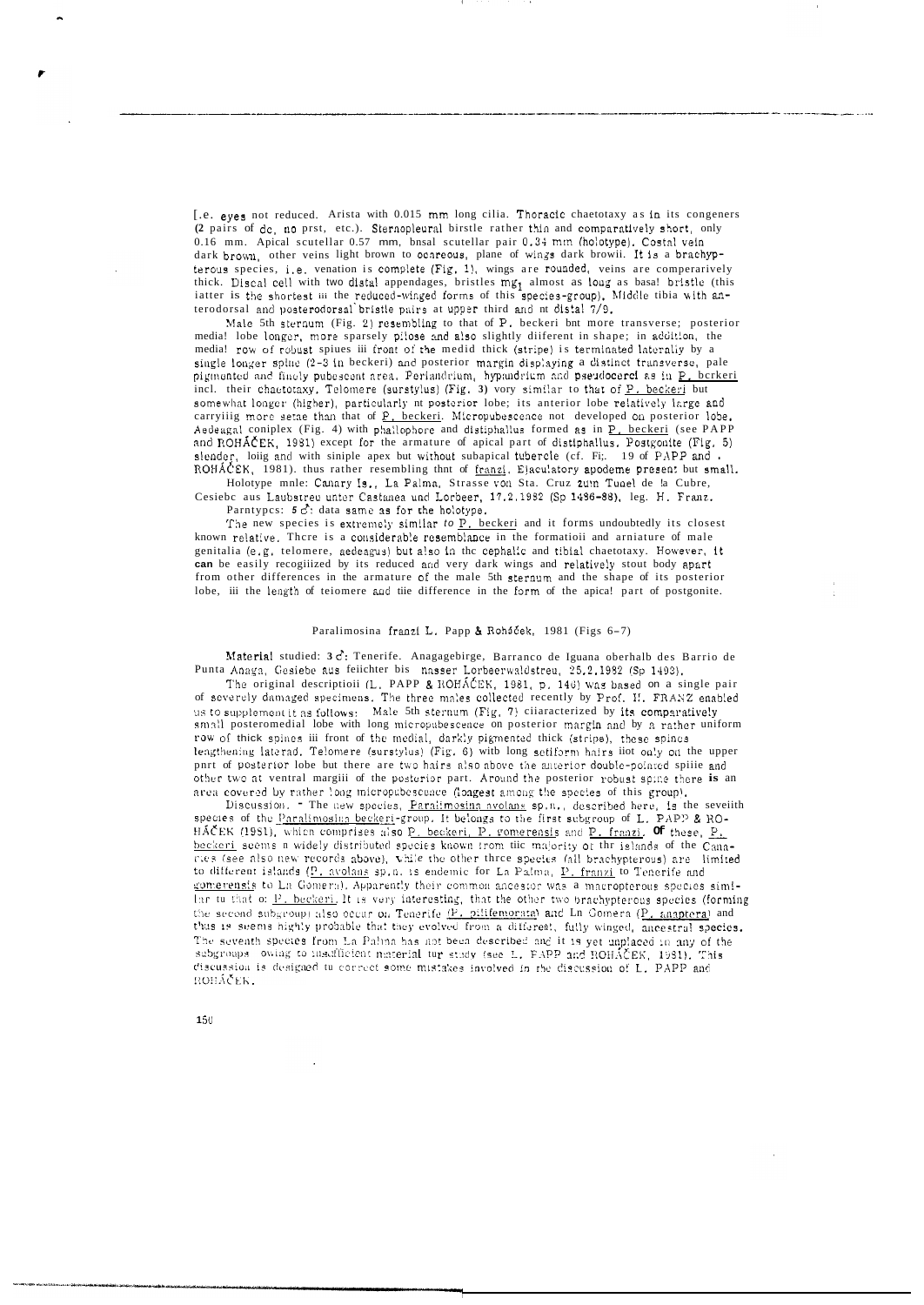i.e. eyes not reduced. Arista with 0.015 mm long cilia. Thoracic chaetotaxy as in its congeners (2 pairs of dc, no prst, etc.). Sternopleural birstle rather thin and comparatively short, only 0.16 mm. Apical scutellar 0.57 mm, basal scutellar pair 0.34 mm (holotype). Costal vein dark brown, other veins light brown to ocnreous, plane of wings dark browii. It is a brachypterous species, i.e. venation is complete (Fig. 1), wings are rounded, veins are comperarively thick. Discal cell with two distal appendages, bristles $mg_1$ almost as loug as basal bristle (this latter is the shortest in the reduced-winged forms of this species-group). Middle tibia with anterodorsal and posterodorsal bristle pairs at upper third and at distal 7/9.

Male 5th sternum (Fig. 2) resembling to that of P. beckeri bnt more transverse; posterior medial lobe longer, more sparsely pilose and also slightly diiferent in shape; in addition, the medial row of robust spiues in front of the medid thick (stripe) is terminated laterally by a single longer spiue (2-3 in beckeri) and posterior margin displaying a distinct transverse, pale pigmented and finely pubescent area. Periandrium, hypandrium and pseudocerci as in P. bckeri incl. their chaetotaxy. Telomere (surstylus) (Fig. 3) very similar to that of P. beckeri but somewhat longer (higher), particularly at posterior lobe; its anterior lobe relatively large and carryiig more setae than that of P. beckeri. Micropubescence not developed on posterior lobe. Aedeagal coniplex (Fig. 4) with phallophore and distiphallus formed as in P. beckeri (see PAPP and ROHÁČEK, 1981) except for the armature of apical part of distiphallus. Postgonite (Fig. 5) slender, loiig and with siniple apex but without subapical tubercle (cf. Fig. 19 of PAPP and ROHÁČEK, 1981), thus rather resembling that of franzi. Ejaculatory apodeme present but small.

Holotype male: Canary Is., La Palma, Strasse von Sta. Cruz zum Tunel de la Cubre, Gesiebe aus Laubstreu unter Castanea und Lorbeer, 17.2.1982 (Sp 1486-88), leg. H. Franz.

Paratypes: 5 ♂: data same as for the holotype.

The new species is extremely similar to P. beckeri and it forms undoubtedly its closest known relative. There is a considerable resemblance in the formatioii and armature of male genitalia (e.g. telomere, aedeagus) but also in the cephalic and tibial chaetotaxy. However, it can be easily recogiiized by its reduced and very dark wings and relatively stout body apart from other differences in the armature of the male 5th sternum and the shape of its posterior lobe, in the length of telomere and the difference in the form of the apical part of postgonite.

## Paralimosina franzi L. Papp & Roháček, 1981 (Figs 6–7)

Material studied: 3 ♂: Tenerife. Anagagebirge, Barranco de Iguana oberhalb des Barrio de Punta Anaga, Gesiebe aus feiichter bis nasser Lorbeerwaldstreu, 25.2.1982 (Sp 1493).

The original descriptioii (L. PAPP & ROHÁČEK, 1981, p. 146) was based on a single pair of severely damaged specimens. The three males collected recently by Prof. H. FRANZ enabled us to supplement it as follows: Male 5th sternum (Fig. 7) ciiaracterized by its comparatively small posteromedial lobe with long micropubescence on posterior margin and by a rather uniform row of thick spines in front of the medial, darkly pigmented thick (stripe), these spines lengthening laterad. Telomere (surstylus) (Fig. 6) with long setiform hairs not only on the upper part of posterior lobe but there are two hairs also above the anterior double-pointed spiie and other two at ventral margiii of the posterior part. Around the posterior robust spine there is an area covered by rather long micropubescence (longest among the species of this group).

Discussion. - The new species, Paralimosina avolans sp.n., described here, is the seveiith species of the Paralimosina beckeri-group. It belongs to the first subgroup of L. PAPP & ROHÁČEK (1981), which comprises also P. beckeri, P. gomerensis and P. franzi. Of these, P. beckeri seems a widely distributed species known from the majority of the islands of the Canaries (see also new records above), while the other three species (all brachypterous) are limited to different islands (P. avolans sp.n. is endemic for La Palma, P. franzi to Tenerife and gomerensis to La Gomera). Apparently their common ancestor was a macropterous species similar to that of P. beckeri. It is very interesting, that the other two brachypterous species (forming the second subgroup) also occur on Tenerife (P. pilifemorata) and La Gomera (P. anaptera) and thus it seems highly probable that they evolved from a different, fully winged, ancestral species. The seventh species from La Palma has not been described and it is yet unplaced in any of the subgroups owing to insufficient material for study (see L. PAPP and ROHÁČEK, 1981). This discussion is designed to correct some mistakes involved in the discussion of L. PAPP and ROHÁČEK.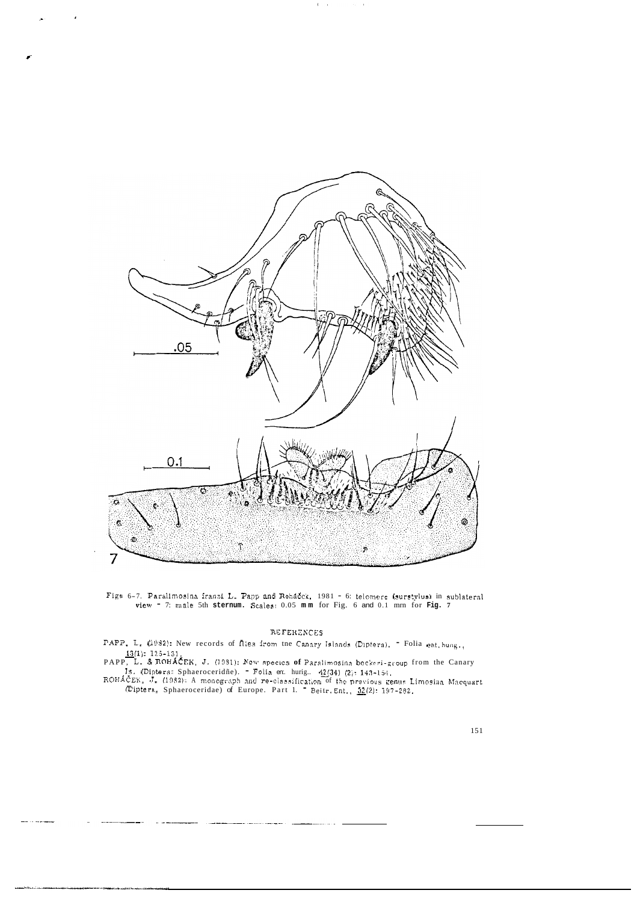.05

0.1

7

Figs 6-7. Paralimosina franzi L. Papp and Roháček, 1981 - 6: telomere (surstylus) in sublateral view - 7: male 5th sternum. Scales: 0.05 mm for Fig. 6 and 0.1 mm for Fig. 7

## REFERENCES

PAPP, L. (1982): New records of flies from the Canary Islands (Diptera). - Folia ent. hung., 43(1): 125-131.

PAPP, L. & ROHÁČEK, J. (1981): New species of Paralimosina bockeri-group from the Canary Is. (Diptera: Sphaeroceridae). - Folia ent. hung., 42(34) (2): 143-154.

ROHÁČEK, J. (1982): A monograph and re-classification of the previous genus Limosina Macquart (Diptera, Sphaeroceridae) of Europe. Part 1. - Beitr. Ent., 32(2): 197-282.